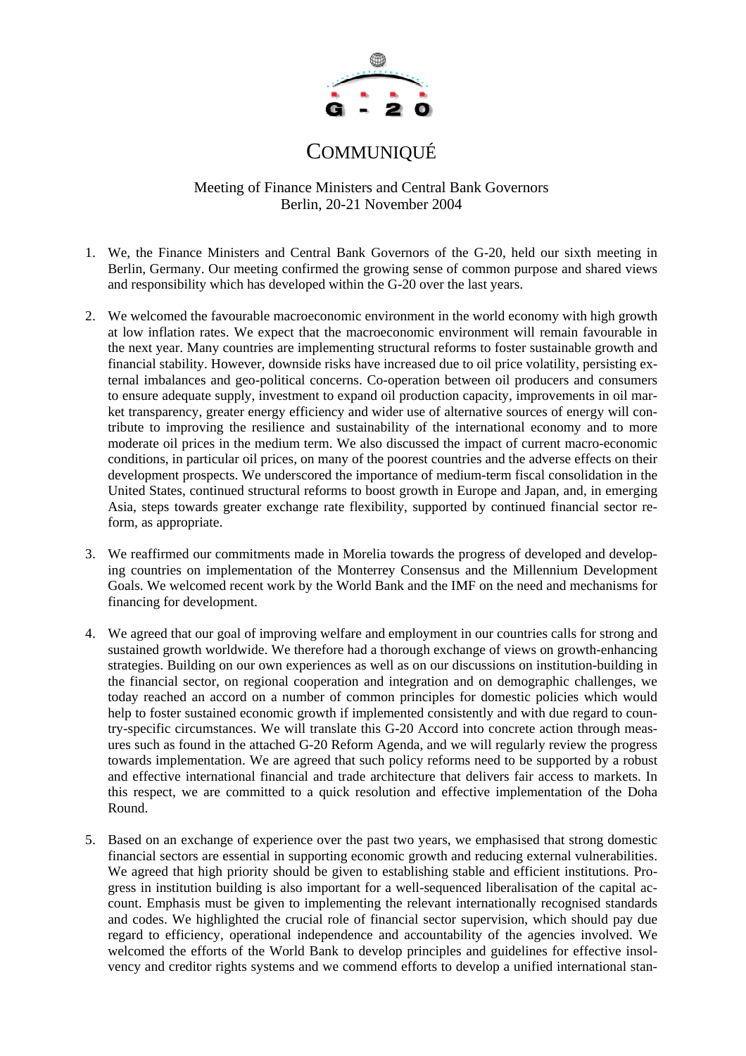G - 20

# COMMUNIQUÉ

Meeting of Finance Ministers and Central Bank Governors
Berlin, 20-21 November 2004

1. We, the Finance Ministers and Central Bank Governors of the G-20, held our sixth meeting in Berlin, Germany. Our meeting confirmed the growing sense of common purpose and shared views and responsibility which has developed within the G-20 over the last years.

2. We welcomed the favourable macroeconomic environment in the world economy with high growth at low inflation rates. We expect that the macroeconomic environment will remain favourable in the next year. Many countries are implementing structural reforms to foster sustainable growth and financial stability. However, downside risks have increased due to oil price volatility, persisting external imbalances and geo-political concerns. Co-operation between oil producers and consumers to ensure adequate supply, investment to expand oil production capacity, improvements in oil market transparency, greater energy efficiency and wider use of alternative sources of energy will contribute to improving the resilience and sustainability of the international economy and to more moderate oil prices in the medium term. We also discussed the impact of current macro-economic conditions, in particular oil prices, on many of the poorest countries and the adverse effects on their development prospects. We underscored the importance of medium-term fiscal consolidation in the United States, continued structural reforms to boost growth in Europe and Japan, and, in emerging Asia, steps towards greater exchange rate flexibility, supported by continued financial sector reform, as appropriate.

3. We reaffirmed our commitments made in Morelia towards the progress of developed and developing countries on implementation of the Monterrey Consensus and the Millennium Development Goals. We welcomed recent work by the World Bank and the IMF on the need and mechanisms for financing for development.

4. We agreed that our goal of improving welfare and employment in our countries calls for strong and sustained growth worldwide. We therefore had a thorough exchange of views on growth-enhancing strategies. Building on our own experiences as well as on our discussions on institution-building in the financial sector, on regional cooperation and integration and on demographic challenges, we today reached an accord on a number of common principles for domestic policies which would help to foster sustained economic growth if implemented consistently and with due regard to country-specific circumstances. We will translate this G-20 Accord into concrete action through measures such as found in the attached G-20 Reform Agenda, and we will regularly review the progress towards implementation. We are agreed that such policy reforms need to be supported by a robust and effective international financial and trade architecture that delivers fair access to markets. In this respect, we are committed to a quick resolution and effective implementation of the Doha Round.

5. Based on an exchange of experience over the past two years, we emphasised that strong domestic financial sectors are essential in supporting economic growth and reducing external vulnerabilities. We agreed that high priority should be given to establishing stable and efficient institutions. Progress in institution building is also important for a well-sequenced liberalisation of the capital account. Emphasis must be given to implementing the relevant internationally recognised standards and codes. We highlighted the crucial role of financial sector supervision, which should pay due regard to efficiency, operational independence and accountability of the agencies involved. We welcomed the efforts of the World Bank to develop principles and guidelines for effective insolvency and creditor rights systems and we commend efforts to develop a unified international stan-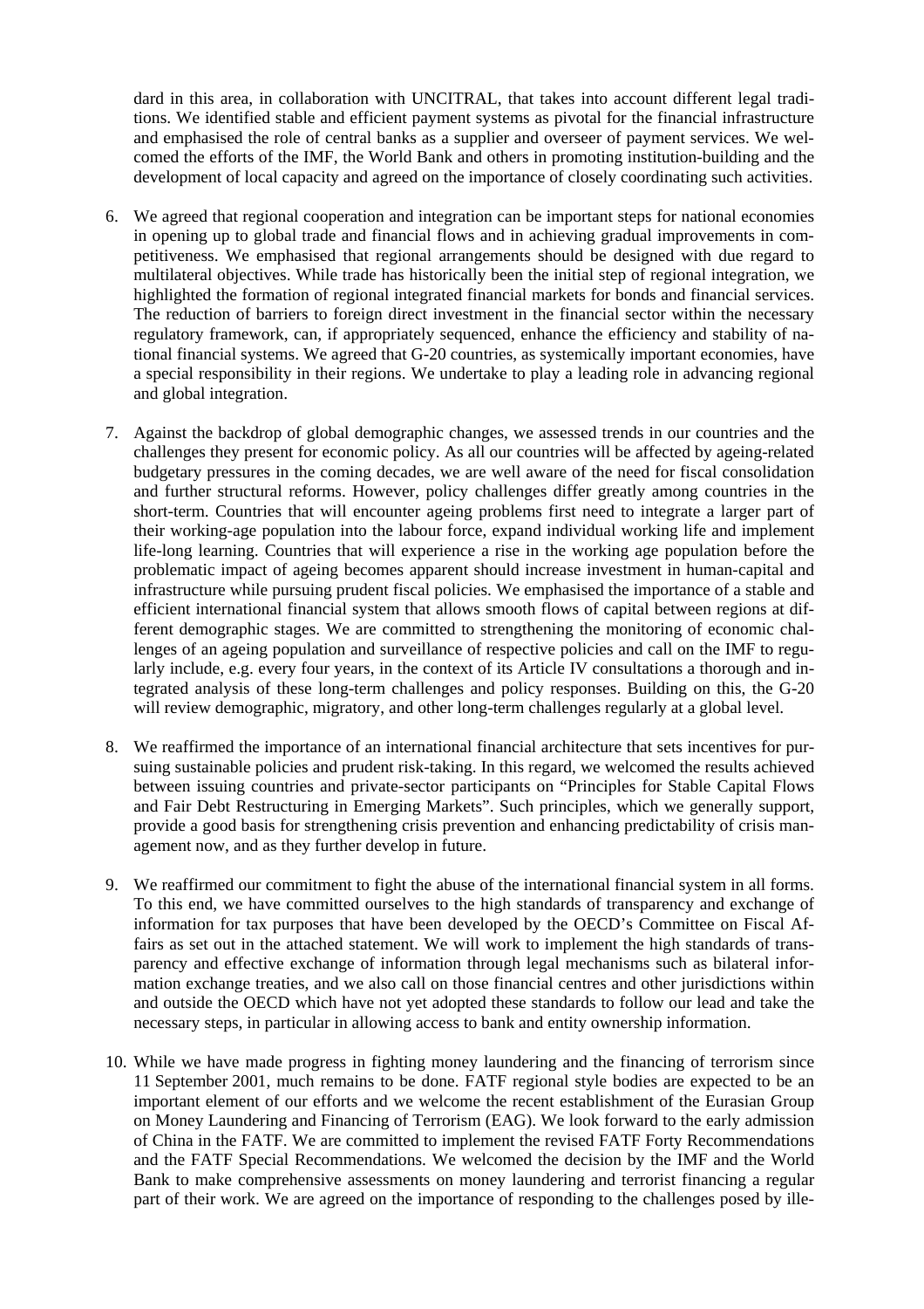dard in this area, in collaboration with UNCITRAL, that takes into account different legal traditions. We identified stable and efficient payment systems as pivotal for the financial infrastructure and emphasised the role of central banks as a supplier and overseer of payment services. We welcomed the efforts of the IMF, the World Bank and others in promoting institution-building and the development of local capacity and agreed on the importance of closely coordinating such activities.

6. We agreed that regional cooperation and integration can be important steps for national economies in opening up to global trade and financial flows and in achieving gradual improvements in competitiveness. We emphasised that regional arrangements should be designed with due regard to multilateral objectives. While trade has historically been the initial step of regional integration, we highlighted the formation of regional integrated financial markets for bonds and financial services. The reduction of barriers to foreign direct investment in the financial sector within the necessary regulatory framework, can, if appropriately sequenced, enhance the efficiency and stability of national financial systems. We agreed that G-20 countries, as systemically important economies, have a special responsibility in their regions. We undertake to play a leading role in advancing regional and global integration.

7. Against the backdrop of global demographic changes, we assessed trends in our countries and the challenges they present for economic policy. As all our countries will be affected by ageing-related budgetary pressures in the coming decades, we are well aware of the need for fiscal consolidation and further structural reforms. However, policy challenges differ greatly among countries in the short-term. Countries that will encounter ageing problems first need to integrate a larger part of their working-age population into the labour force, expand individual working life and implement life-long learning. Countries that will experience a rise in the working age population before the problematic impact of ageing becomes apparent should increase investment in human-capital and infrastructure while pursuing prudent fiscal policies. We emphasised the importance of a stable and efficient international financial system that allows smooth flows of capital between regions at different demographic stages. We are committed to strengthening the monitoring of economic challenges of an ageing population and surveillance of respective policies and call on the IMF to regularly include, e.g. every four years, in the context of its Article IV consultations a thorough and integrated analysis of these long-term challenges and policy responses. Building on this, the G-20 will review demographic, migratory, and other long-term challenges regularly at a global level.

8. We reaffirmed the importance of an international financial architecture that sets incentives for pursuing sustainable policies and prudent risk-taking. In this regard, we welcomed the results achieved between issuing countries and private-sector participants on "Principles for Stable Capital Flows and Fair Debt Restructuring in Emerging Markets". Such principles, which we generally support, provide a good basis for strengthening crisis prevention and enhancing predictability of crisis management now, and as they further develop in future.

9. We reaffirmed our commitment to fight the abuse of the international financial system in all forms. To this end, we have committed ourselves to the high standards of transparency and exchange of information for tax purposes that have been developed by the OECD's Committee on Fiscal Affairs as set out in the attached statement. We will work to implement the high standards of transparency and effective exchange of information through legal mechanisms such as bilateral information exchange treaties, and we also call on those financial centres and other jurisdictions within and outside the OECD which have not yet adopted these standards to follow our lead and take the necessary steps, in particular in allowing access to bank and entity ownership information.

10. While we have made progress in fighting money laundering and the financing of terrorism since 11 September 2001, much remains to be done. FATF regional style bodies are expected to be an important element of our efforts and we welcome the recent establishment of the Eurasian Group on Money Laundering and Financing of Terrorism (EAG). We look forward to the early admission of China in the FATF. We are committed to implement the revised FATF Forty Recommendations and the FATF Special Recommendations. We welcomed the decision by the IMF and the World Bank to make comprehensive assessments on money laundering and terrorist financing a regular part of their work. We are agreed on the importance of responding to the challenges posed by ille-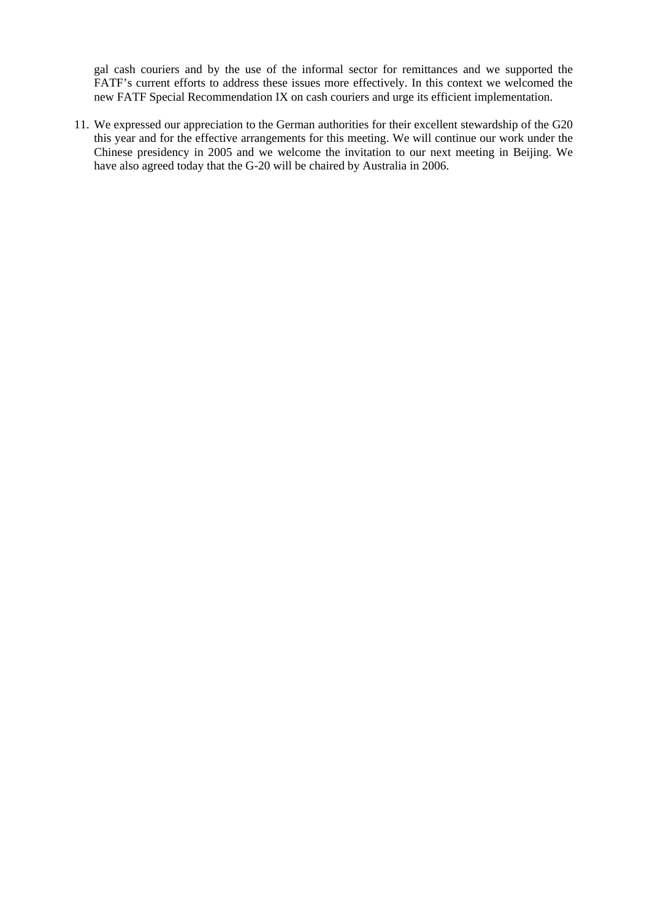gal cash couriers and by the use of the informal sector for remittances and we supported the FATF's current efforts to address these issues more effectively. In this context we welcomed the new FATF Special Recommendation IX on cash couriers and urge its efficient implementation.

11. We expressed our appreciation to the German authorities for their excellent stewardship of the G20 this year and for the effective arrangements for this meeting. We will continue our work under the Chinese presidency in 2005 and we welcome the invitation to our next meeting in Beijing. We have also agreed today that the G-20 will be chaired by Australia in 2006.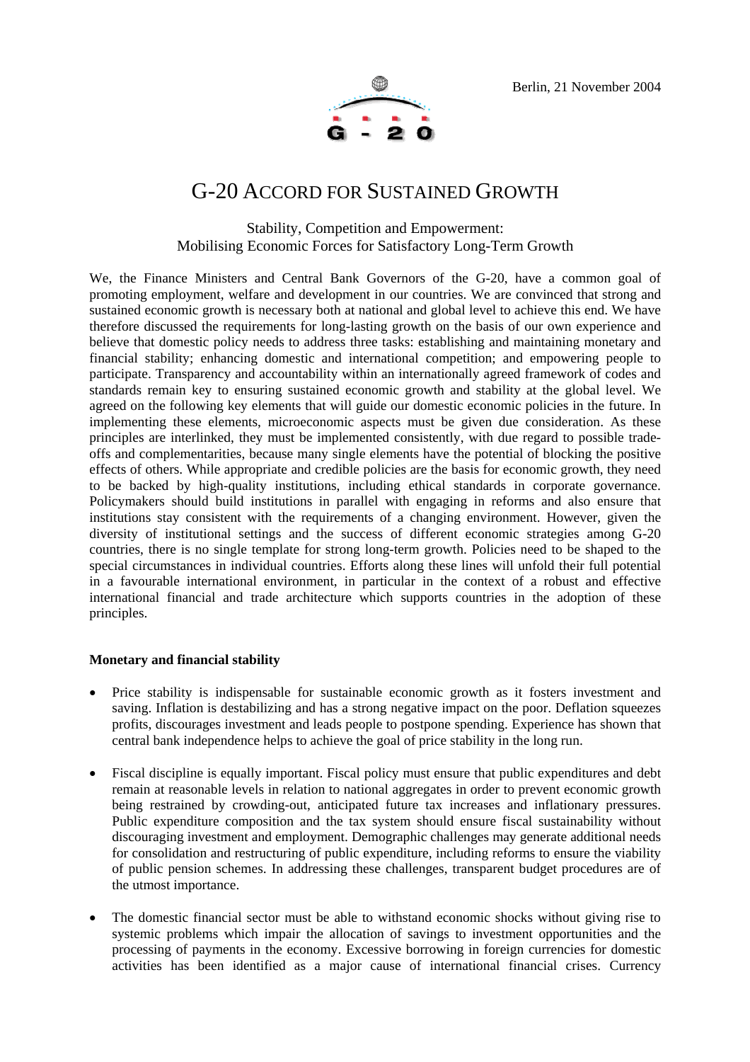Berlin, 21 November 2004

# G-20 ACCORD FOR SUSTAINED GROWTH

Stability, Competition and Empowerment:
Mobilising Economic Forces for Satisfactory Long-Term Growth

We, the Finance Ministers and Central Bank Governors of the G-20, have a common goal of promoting employment, welfare and development in our countries. We are convinced that strong and sustained economic growth is necessary both at national and global level to achieve this end. We have therefore discussed the requirements for long-lasting growth on the basis of our own experience and believe that domestic policy needs to address three tasks: establishing and maintaining monetary and financial stability; enhancing domestic and international competition; and empowering people to participate. Transparency and accountability within an internationally agreed framework of codes and standards remain key to ensuring sustained economic growth and stability at the global level. We agreed on the following key elements that will guide our domestic economic policies in the future. In implementing these elements, microeconomic aspects must be given due consideration. As these principles are interlinked, they must be implemented consistently, with due regard to possible trade-offs and complementarities, because many single elements have the potential of blocking the positive effects of others. While appropriate and credible policies are the basis for economic growth, they need to be backed by high-quality institutions, including ethical standards in corporate governance. Policymakers should build institutions in parallel with engaging in reforms and also ensure that institutions stay consistent with the requirements of a changing environment. However, given the diversity of institutional settings and the success of different economic strategies among G-20 countries, there is no single template for strong long-term growth. Policies need to be shaped to the special circumstances in individual countries. Efforts along these lines will unfold their full potential in a favourable international environment, in particular in the context of a robust and effective international financial and trade architecture which supports countries in the adoption of these principles.

**Monetary and financial stability**

- Price stability is indispensable for sustainable economic growth as it fosters investment and saving. Inflation is destabilizing and has a strong negative impact on the poor. Deflation squeezes profits, discourages investment and leads people to postpone spending. Experience has shown that central bank independence helps to achieve the goal of price stability in the long run.

- Fiscal discipline is equally important. Fiscal policy must ensure that public expenditures and debt remain at reasonable levels in relation to national aggregates in order to prevent economic growth being restrained by crowding-out, anticipated future tax increases and inflationary pressures. Public expenditure composition and the tax system should ensure fiscal sustainability without discouraging investment and employment. Demographic challenges may generate additional needs for consolidation and restructuring of public expenditure, including reforms to ensure the viability of public pension schemes. In addressing these challenges, transparent budget procedures are of the utmost importance.

- The domestic financial sector must be able to withstand economic shocks without giving rise to systemic problems which impair the allocation of savings to investment opportunities and the processing of payments in the economy. Excessive borrowing in foreign currencies for domestic activities has been identified as a major cause of international financial crises. Currency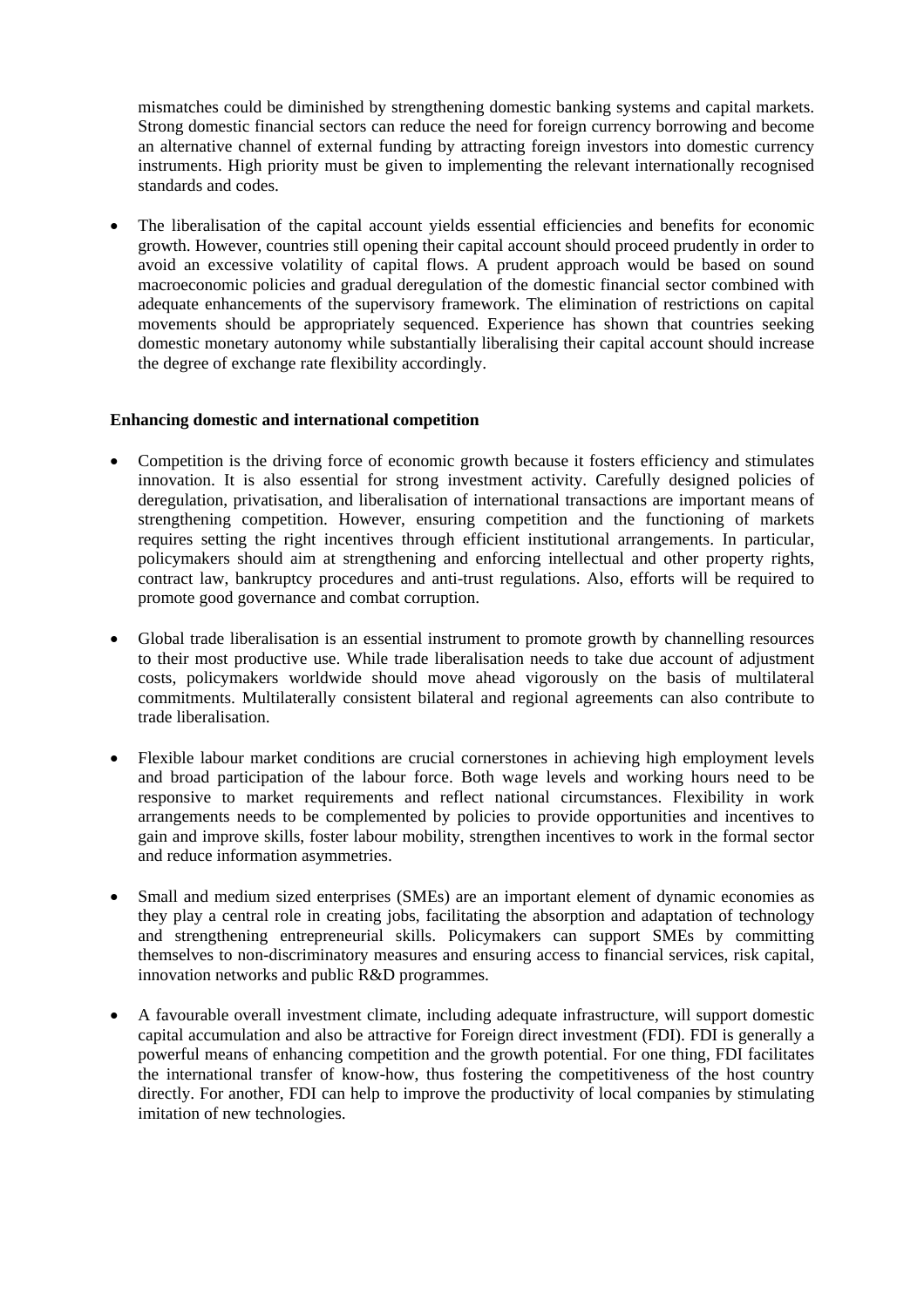mismatches could be diminished by strengthening domestic banking systems and capital markets. Strong domestic financial sectors can reduce the need for foreign currency borrowing and become an alternative channel of external funding by attracting foreign investors into domestic currency instruments. High priority must be given to implementing the relevant internationally recognised standards and codes.

- The liberalisation of the capital account yields essential efficiencies and benefits for economic growth. However, countries still opening their capital account should proceed prudently in order to avoid an excessive volatility of capital flows. A prudent approach would be based on sound macroeconomic policies and gradual deregulation of the domestic financial sector combined with adequate enhancements of the supervisory framework. The elimination of restrictions on capital movements should be appropriately sequenced. Experience has shown that countries seeking domestic monetary autonomy while substantially liberalising their capital account should increase the degree of exchange rate flexibility accordingly.

**Enhancing domestic and international competition**

- Competition is the driving force of economic growth because it fosters efficiency and stimulates innovation. It is also essential for strong investment activity. Carefully designed policies of deregulation, privatisation, and liberalisation of international transactions are important means of strengthening competition. However, ensuring competition and the functioning of markets requires setting the right incentives through efficient institutional arrangements. In particular, policymakers should aim at strengthening and enforcing intellectual and other property rights, contract law, bankruptcy procedures and anti-trust regulations. Also, efforts will be required to promote good governance and combat corruption.

- Global trade liberalisation is an essential instrument to promote growth by channelling resources to their most productive use. While trade liberalisation needs to take due account of adjustment costs, policymakers worldwide should move ahead vigorously on the basis of multilateral commitments. Multilaterally consistent bilateral and regional agreements can also contribute to trade liberalisation.

- Flexible labour market conditions are crucial cornerstones in achieving high employment levels and broad participation of the labour force. Both wage levels and working hours need to be responsive to market requirements and reflect national circumstances. Flexibility in work arrangements needs to be complemented by policies to provide opportunities and incentives to gain and improve skills, foster labour mobility, strengthen incentives to work in the formal sector and reduce information asymmetries.

- Small and medium sized enterprises (SMEs) are an important element of dynamic economies as they play a central role in creating jobs, facilitating the absorption and adaptation of technology and strengthening entrepreneurial skills. Policymakers can support SMEs by committing themselves to non-discriminatory measures and ensuring access to financial services, risk capital, innovation networks and public R&D programmes.

- A favourable overall investment climate, including adequate infrastructure, will support domestic capital accumulation and also be attractive for Foreign direct investment (FDI). FDI is generally a powerful means of enhancing competition and the growth potential. For one thing, FDI facilitates the international transfer of know-how, thus fostering the competitiveness of the host country directly. For another, FDI can help to improve the productivity of local companies by stimulating imitation of new technologies.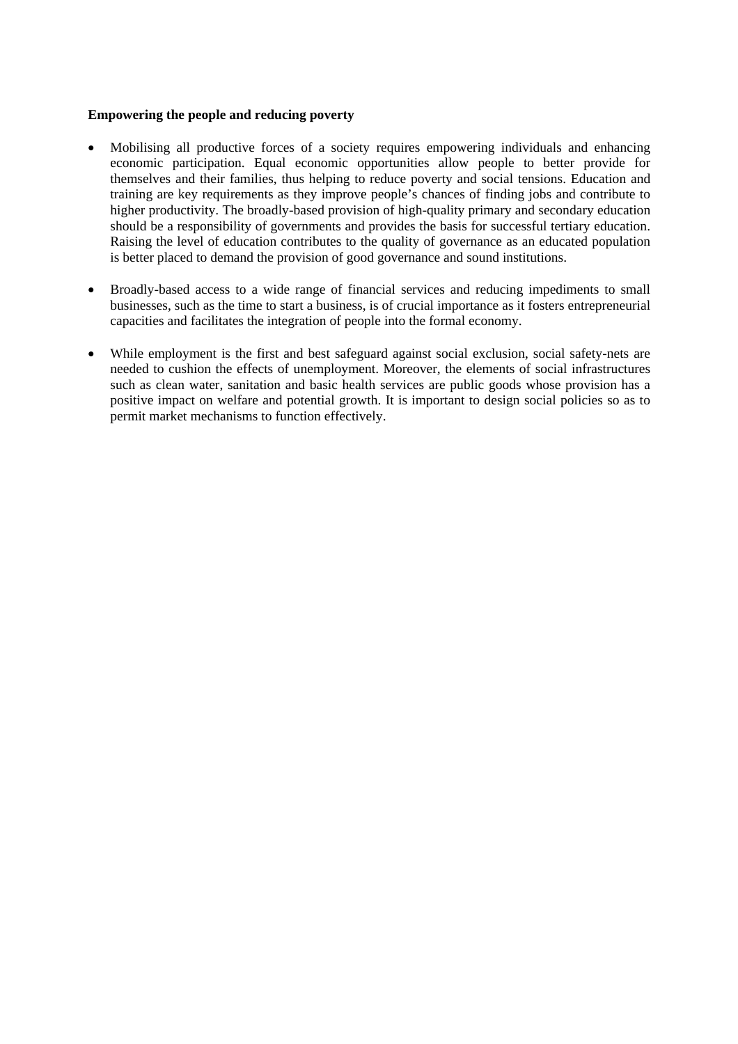**Empowering the people and reducing poverty**

- Mobilising all productive forces of a society requires empowering individuals and enhancing economic participation. Equal economic opportunities allow people to better provide for themselves and their families, thus helping to reduce poverty and social tensions. Education and training are key requirements as they improve people's chances of finding jobs and contribute to higher productivity. The broadly-based provision of high-quality primary and secondary education should be a responsibility of governments and provides the basis for successful tertiary education. Raising the level of education contributes to the quality of governance as an educated population is better placed to demand the provision of good governance and sound institutions.

- Broadly-based access to a wide range of financial services and reducing impediments to small businesses, such as the time to start a business, is of crucial importance as it fosters entrepreneurial capacities and facilitates the integration of people into the formal economy.

- While employment is the first and best safeguard against social exclusion, social safety-nets are needed to cushion the effects of unemployment. Moreover, the elements of social infrastructures such as clean water, sanitation and basic health services are public goods whose provision has a positive impact on welfare and potential growth. It is important to design social policies so as to permit market mechanisms to function effectively.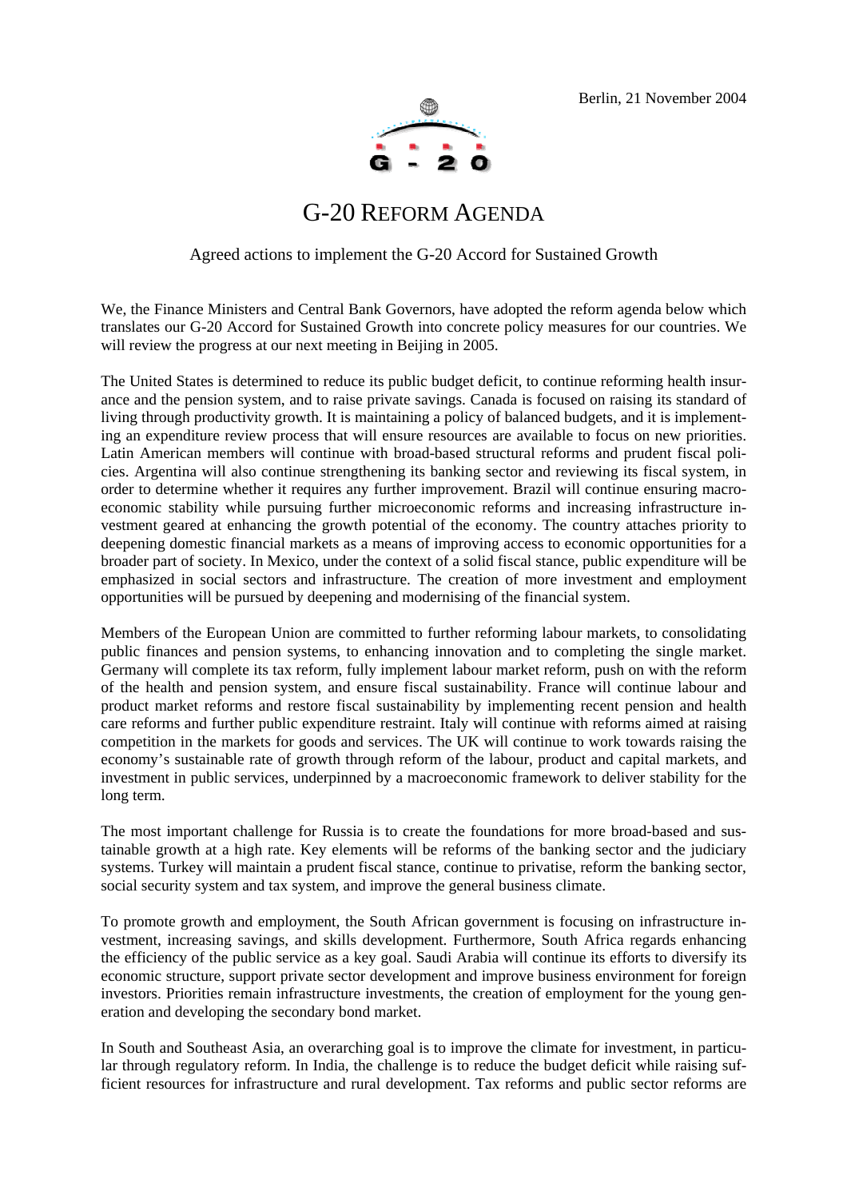Berlin, 21 November 2004

# G-20 Reform Agenda

Agreed actions to implement the G-20 Accord for Sustained Growth

We, the Finance Ministers and Central Bank Governors, have adopted the reform agenda below which translates our G-20 Accord for Sustained Growth into concrete policy measures for our countries. We will review the progress at our next meeting in Beijing in 2005.

The United States is determined to reduce its public budget deficit, to continue reforming health insurance and the pension system, and to raise private savings. Canada is focused on raising its standard of living through productivity growth. It is maintaining a policy of balanced budgets, and it is implementing an expenditure review process that will ensure resources are available to focus on new priorities. Latin American members will continue with broad-based structural reforms and prudent fiscal policies. Argentina will also continue strengthening its banking sector and reviewing its fiscal system, in order to determine whether it requires any further improvement. Brazil will continue ensuring macroeconomic stability while pursuing further microeconomic reforms and increasing infrastructure investment geared at enhancing the growth potential of the economy. The country attaches priority to deepening domestic financial markets as a means of improving access to economic opportunities for a broader part of society. In Mexico, under the context of a solid fiscal stance, public expenditure will be emphasized in social sectors and infrastructure. The creation of more investment and employment opportunities will be pursued by deepening and modernising of the financial system.

Members of the European Union are committed to further reforming labour markets, to consolidating public finances and pension systems, to enhancing innovation and to completing the single market. Germany will complete its tax reform, fully implement labour market reform, push on with the reform of the health and pension system, and ensure fiscal sustainability. France will continue labour and product market reforms and restore fiscal sustainability by implementing recent pension and health care reforms and further public expenditure restraint. Italy will continue with reforms aimed at raising competition in the markets for goods and services. The UK will continue to work towards raising the economy's sustainable rate of growth through reform of the labour, product and capital markets, and investment in public services, underpinned by a macroeconomic framework to deliver stability for the long term.

The most important challenge for Russia is to create the foundations for more broad-based and sustainable growth at a high rate. Key elements will be reforms of the banking sector and the judiciary systems. Turkey will maintain a prudent fiscal stance, continue to privatise, reform the banking sector, social security system and tax system, and improve the general business climate.

To promote growth and employment, the South African government is focusing on infrastructure investment, increasing savings, and skills development. Furthermore, South Africa regards enhancing the efficiency of the public service as a key goal. Saudi Arabia will continue its efforts to diversify its economic structure, support private sector development and improve business environment for foreign investors. Priorities remain infrastructure investments, the creation of employment for the young generation and developing the secondary bond market.

In South and Southeast Asia, an overarching goal is to improve the climate for investment, in particular through regulatory reform. In India, the challenge is to reduce the budget deficit while raising sufficient resources for infrastructure and rural development. Tax reforms and public sector reforms are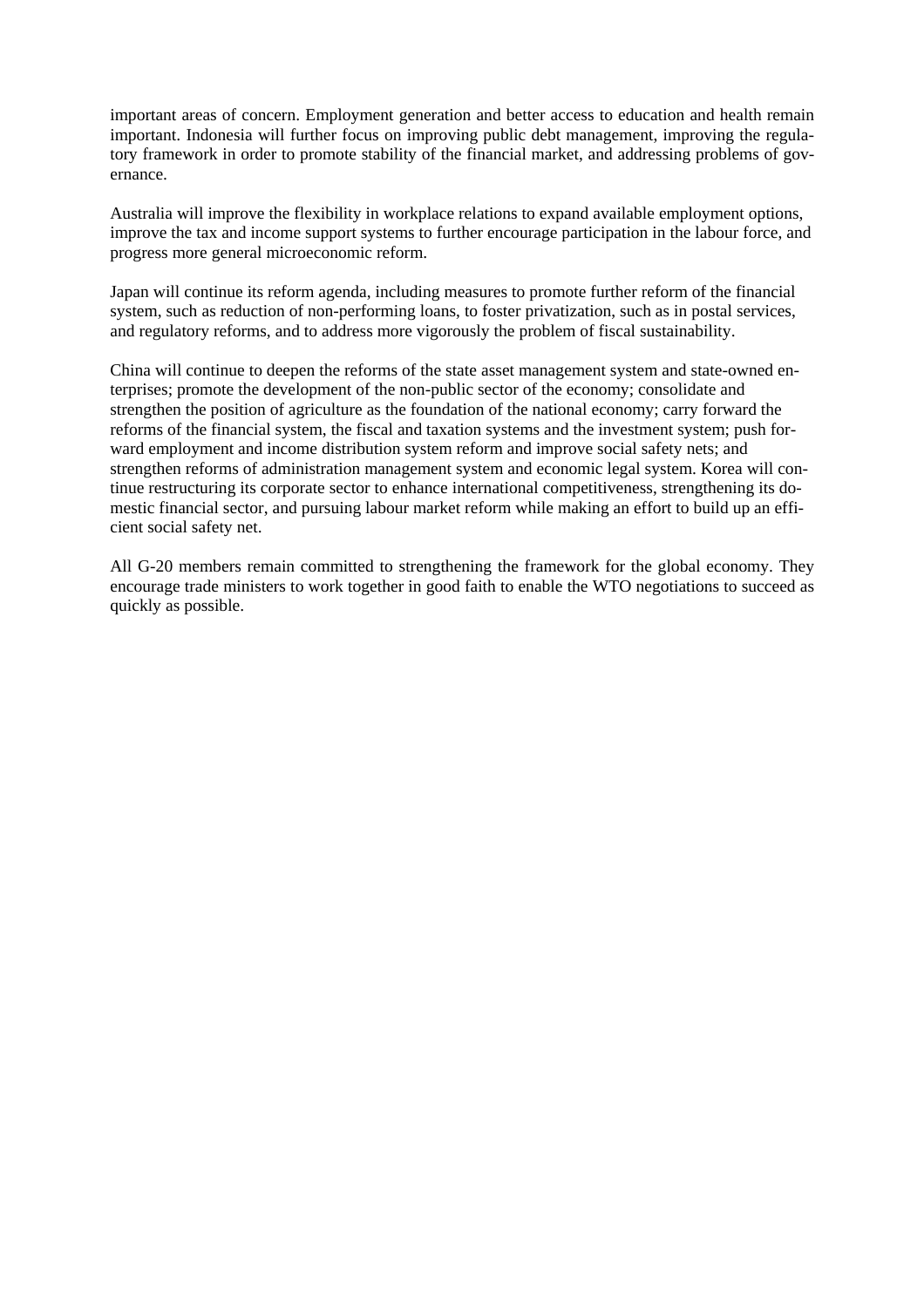important areas of concern. Employment generation and better access to education and health remain important. Indonesia will further focus on improving public debt management, improving the regulatory framework in order to promote stability of the financial market, and addressing problems of governance.

Australia will improve the flexibility in workplace relations to expand available employment options, improve the tax and income support systems to further encourage participation in the labour force, and progress more general microeconomic reform.

Japan will continue its reform agenda, including measures to promote further reform of the financial system, such as reduction of non-performing loans, to foster privatization, such as in postal services, and regulatory reforms, and to address more vigorously the problem of fiscal sustainability.

China will continue to deepen the reforms of the state asset management system and state-owned enterprises; promote the development of the non-public sector of the economy; consolidate and strengthen the position of agriculture as the foundation of the national economy; carry forward the reforms of the financial system, the fiscal and taxation systems and the investment system; push forward employment and income distribution system reform and improve social safety nets; and strengthen reforms of administration management system and economic legal system. Korea will continue restructuring its corporate sector to enhance international competitiveness, strengthening its domestic financial sector, and pursuing labour market reform while making an effort to build up an efficient social safety net.

All G-20 members remain committed to strengthening the framework for the global economy. They encourage trade ministers to work together in good faith to enable the WTO negotiations to succeed as quickly as possible.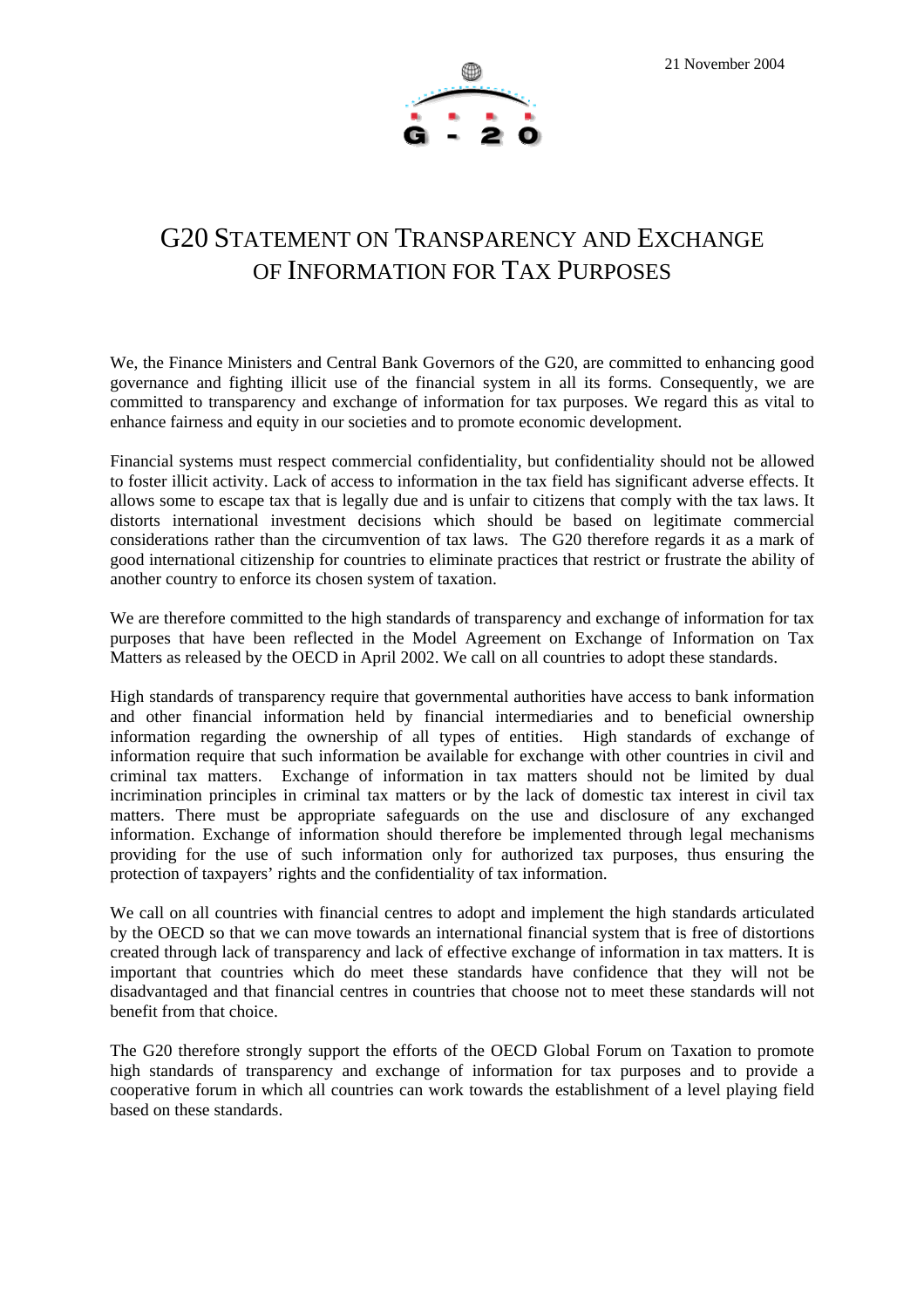21 November 2004

# G20 Statement on Transparency and Exchange of Information for Tax Purposes

We, the Finance Ministers and Central Bank Governors of the G20, are committed to enhancing good governance and fighting illicit use of the financial system in all its forms. Consequently, we are committed to transparency and exchange of information for tax purposes. We regard this as vital to enhance fairness and equity in our societies and to promote economic development.

Financial systems must respect commercial confidentiality, but confidentiality should not be allowed to foster illicit activity. Lack of access to information in the tax field has significant adverse effects. It allows some to escape tax that is legally due and is unfair to citizens that comply with the tax laws. It distorts international investment decisions which should be based on legitimate commercial considerations rather than the circumvention of tax laws. The G20 therefore regards it as a mark of good international citizenship for countries to eliminate practices that restrict or frustrate the ability of another country to enforce its chosen system of taxation.

We are therefore committed to the high standards of transparency and exchange of information for tax purposes that have been reflected in the Model Agreement on Exchange of Information on Tax Matters as released by the OECD in April 2002. We call on all countries to adopt these standards.

High standards of transparency require that governmental authorities have access to bank information and other financial information held by financial intermediaries and to beneficial ownership information regarding the ownership of all types of entities. High standards of exchange of information require that such information be available for exchange with other countries in civil and criminal tax matters. Exchange of information in tax matters should not be limited by dual incrimination principles in criminal tax matters or by the lack of domestic tax interest in civil tax matters. There must be appropriate safeguards on the use and disclosure of any exchanged information. Exchange of information should therefore be implemented through legal mechanisms providing for the use of such information only for authorized tax purposes, thus ensuring the protection of taxpayers' rights and the confidentiality of tax information.

We call on all countries with financial centres to adopt and implement the high standards articulated by the OECD so that we can move towards an international financial system that is free of distortions created through lack of transparency and lack of effective exchange of information in tax matters. It is important that countries which do meet these standards have confidence that they will not be disadvantaged and that financial centres in countries that choose not to meet these standards will not benefit from that choice.

The G20 therefore strongly support the efforts of the OECD Global Forum on Taxation to promote high standards of transparency and exchange of information for tax purposes and to provide a cooperative forum in which all countries can work towards the establishment of a level playing field based on these standards.